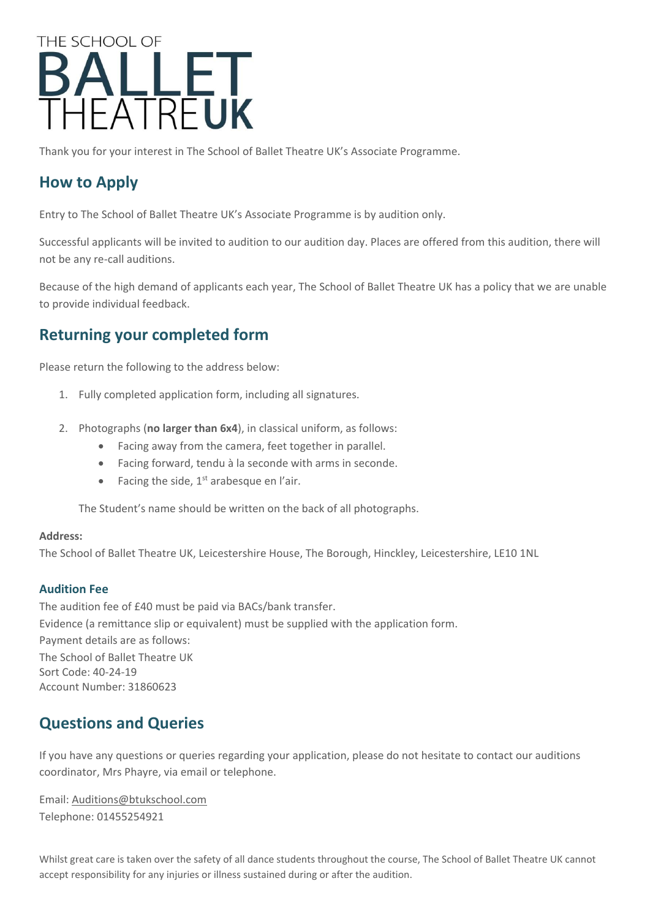THE SCHOOL OF
# BALLET THEATRE UK

Thank you for your interest in The School of Ballet Theatre UK's Associate Programme.

## How to Apply

Entry to The School of Ballet Theatre UK's Associate Programme is by audition only.

Successful applicants will be invited to audition to our audition day. Places are offered from this audition, there will not be any re-call auditions.

Because of the high demand of applicants each year, The School of Ballet Theatre UK has a policy that we are unable to provide individual feedback.

## Returning your completed form

Please return the following to the address below:

1. Fully completed application form, including all signatures.

2. Photographs (**no larger than 6x4**), in classical uniform, as follows:
   - Facing away from the camera, feet together in parallel.
   - Facing forward, tendu à la seconde with arms in seconde.
   - Facing the side, 1st arabesque en l'air.

   The Student's name should be written on the back of all photographs.

**Address:**
The School of Ballet Theatre UK, Leicestershire House, The Borough, Hinckley, Leicestershire, LE10 1NL

### Audition Fee

The audition fee of £40 must be paid via BACs/bank transfer.
Evidence (a remittance slip or equivalent) must be supplied with the application form.
Payment details are as follows:
The School of Ballet Theatre UK
Sort Code: 40-24-19
Account Number: 31860623

## Questions and Queries

If you have any questions or queries regarding your application, please do not hesitate to contact our auditions coordinator, Mrs Phayre, via email or telephone.

Email: Auditions@btukschool.com
Telephone: 01455254921

Whilst great care is taken over the safety of all dance students throughout the course, The School of Ballet Theatre UK cannot accept responsibility for any injuries or illness sustained during or after the audition.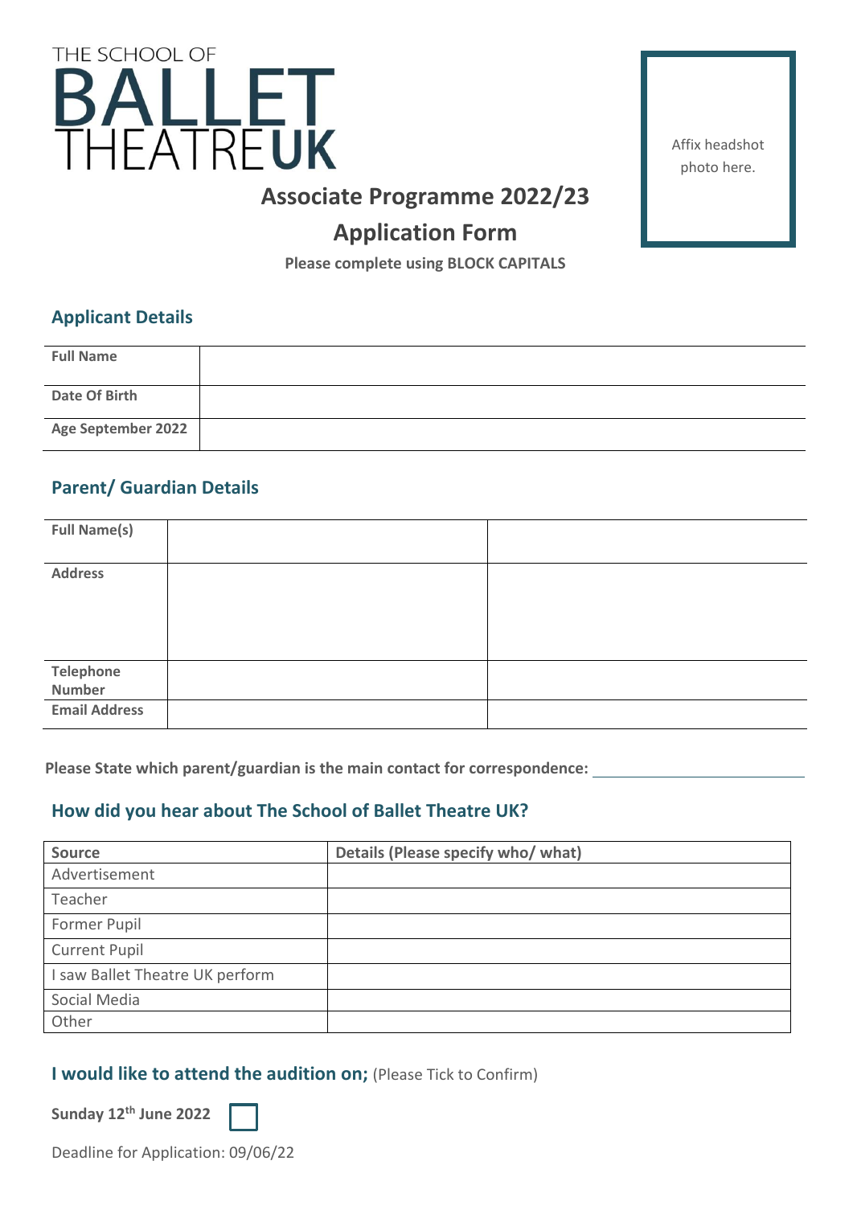THE SCHOOL OF

# BALLET THEATRE UK

Affix headshot photo here.

## Associate Programme 2022/23

## Application Form

**Please complete using BLOCK CAPITALS**

### Applicant Details

| | |
|---|---|
| **Full Name** | |
| **Date Of Birth** | |
| **Age September 2022** | |

### Parent/ Guardian Details

| | | |
|---|---|---|
| **Full Name(s)** | | |
| **Address** | | |
| **Telephone Number** | | |
| **Email Address** | | |

**Please State which parent/guardian is the main contact for correspondence:** ______________________

### How did you hear about The School of Ballet Theatre UK?

| Source | Details (Please specify who/ what) |
|---|---|
| Advertisement | |
| Teacher | |
| Former Pupil | |
| Current Pupil | |
| I saw Ballet Theatre UK perform | |
| Social Media | |
| Other | |

### I would like to attend the audition on; (Please Tick to Confirm)

**Sunday 12th June 2022** ☐

Deadline for Application: 09/06/22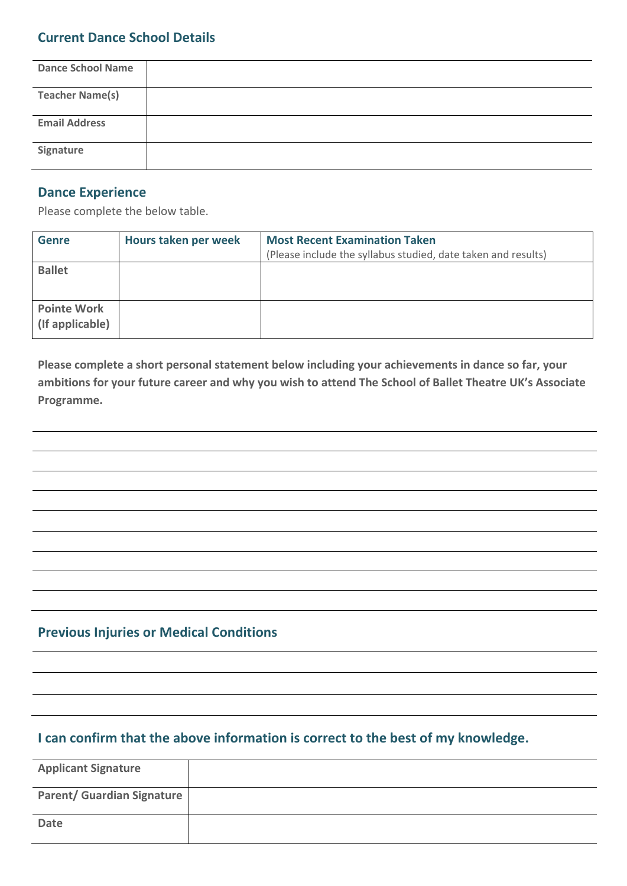## Current Dance School Details

| | |
|---|---|
| **Dance School Name** | |
| **Teacher Name(s)** | |
| **Email Address** | |
| **Signature** | |

## Dance Experience

Please complete the below table.

| Genre | Hours taken per week | Most Recent Examination Taken (Please include the syllabus studied, date taken and results) |
|---|---|---|
| **Ballet** | | |
| **Pointe Work (If applicable)** | | |

**Please complete a short personal statement below including your achievements in dance so far, your ambitions for your future career and why you wish to attend The School of Ballet Theatre UK's Associate Programme.**

## Previous Injuries or Medical Conditions

## I can confirm that the above information is correct to the best of my knowledge.

| | |
|---|---|
| **Applicant Signature** | |
| **Parent/ Guardian Signature** | |
| **Date** | |